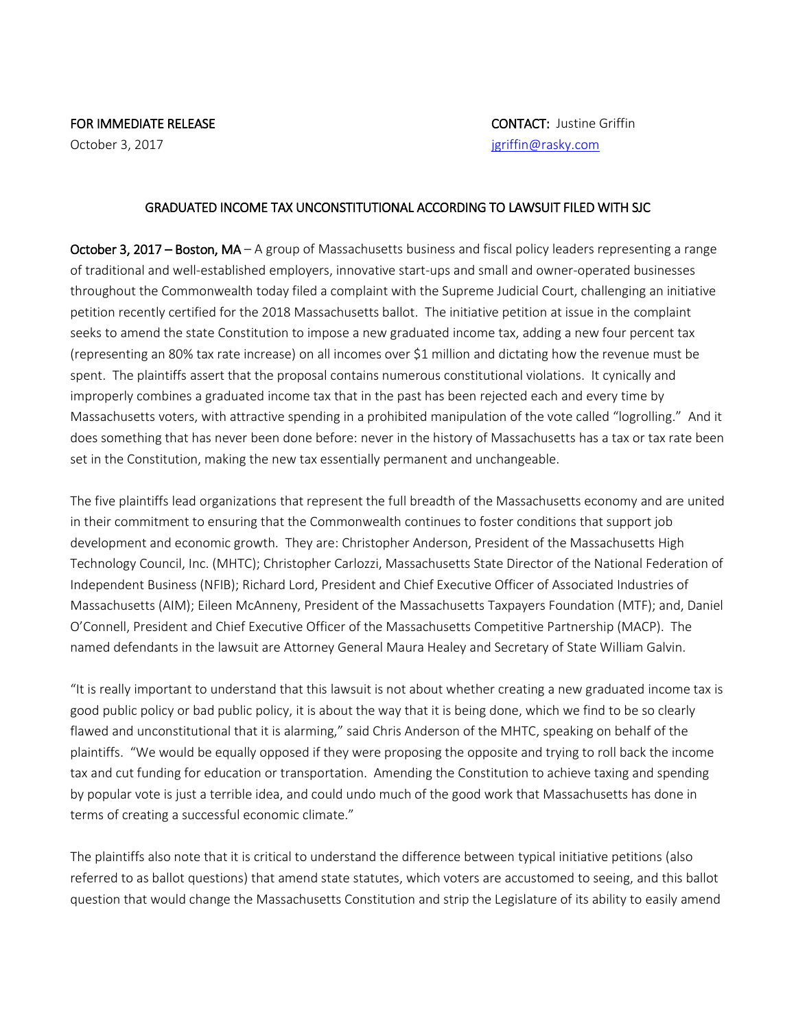**FOR IMMEDIATE RELEASE** **CONTACT:** Justine Griffin

October 3, 2017 [jgriffin@rasky.com](mailto:jgriffin@rasky.com)

## GRADUATED INCOME TAX UNCONSTITUTIONAL ACCORDING TO LAWSUIT FILED WITH SJC

**October 3, 2017 – Boston, MA** – A group of Massachusetts business and fiscal policy leaders representing a range of traditional and well-established employers, innovative start-ups and small and owner-operated businesses throughout the Commonwealth today filed a complaint with the Supreme Judicial Court, challenging an initiative petition recently certified for the 2018 Massachusetts ballot. The initiative petition at issue in the complaint seeks to amend the state Constitution to impose a new graduated income tax, adding a new four percent tax (representing an 80% tax rate increase) on all incomes over $1 million and dictating how the revenue must be spent. The plaintiffs assert that the proposal contains numerous constitutional violations. It cynically and improperly combines a graduated income tax that in the past has been rejected each and every time by Massachusetts voters, with attractive spending in a prohibited manipulation of the vote called "logrolling." And it does something that has never been done before: never in the history of Massachusetts has a tax or tax rate been set in the Constitution, making the new tax essentially permanent and unchangeable.

The five plaintiffs lead organizations that represent the full breadth of the Massachusetts economy and are united in their commitment to ensuring that the Commonwealth continues to foster conditions that support job development and economic growth. They are: Christopher Anderson, President of the Massachusetts High Technology Council, Inc. (MHTC); Christopher Carlozzi, Massachusetts State Director of the National Federation of Independent Business (NFIB); Richard Lord, President and Chief Executive Officer of Associated Industries of Massachusetts (AIM); Eileen McAnneny, President of the Massachusetts Taxpayers Foundation (MTF); and, Daniel O'Connell, President and Chief Executive Officer of the Massachusetts Competitive Partnership (MACP). The named defendants in the lawsuit are Attorney General Maura Healey and Secretary of State William Galvin.

"It is really important to understand that this lawsuit is not about whether creating a new graduated income tax is good public policy or bad public policy, it is about the way that it is being done, which we find to be so clearly flawed and unconstitutional that it is alarming," said Chris Anderson of the MHTC, speaking on behalf of the plaintiffs. "We would be equally opposed if they were proposing the opposite and trying to roll back the income tax and cut funding for education or transportation. Amending the Constitution to achieve taxing and spending by popular vote is just a terrible idea, and could undo much of the good work that Massachusetts has done in terms of creating a successful economic climate."

The plaintiffs also note that it is critical to understand the difference between typical initiative petitions (also referred to as ballot questions) that amend state statutes, which voters are accustomed to seeing, and this ballot question that would change the Massachusetts Constitution and strip the Legislature of its ability to easily amend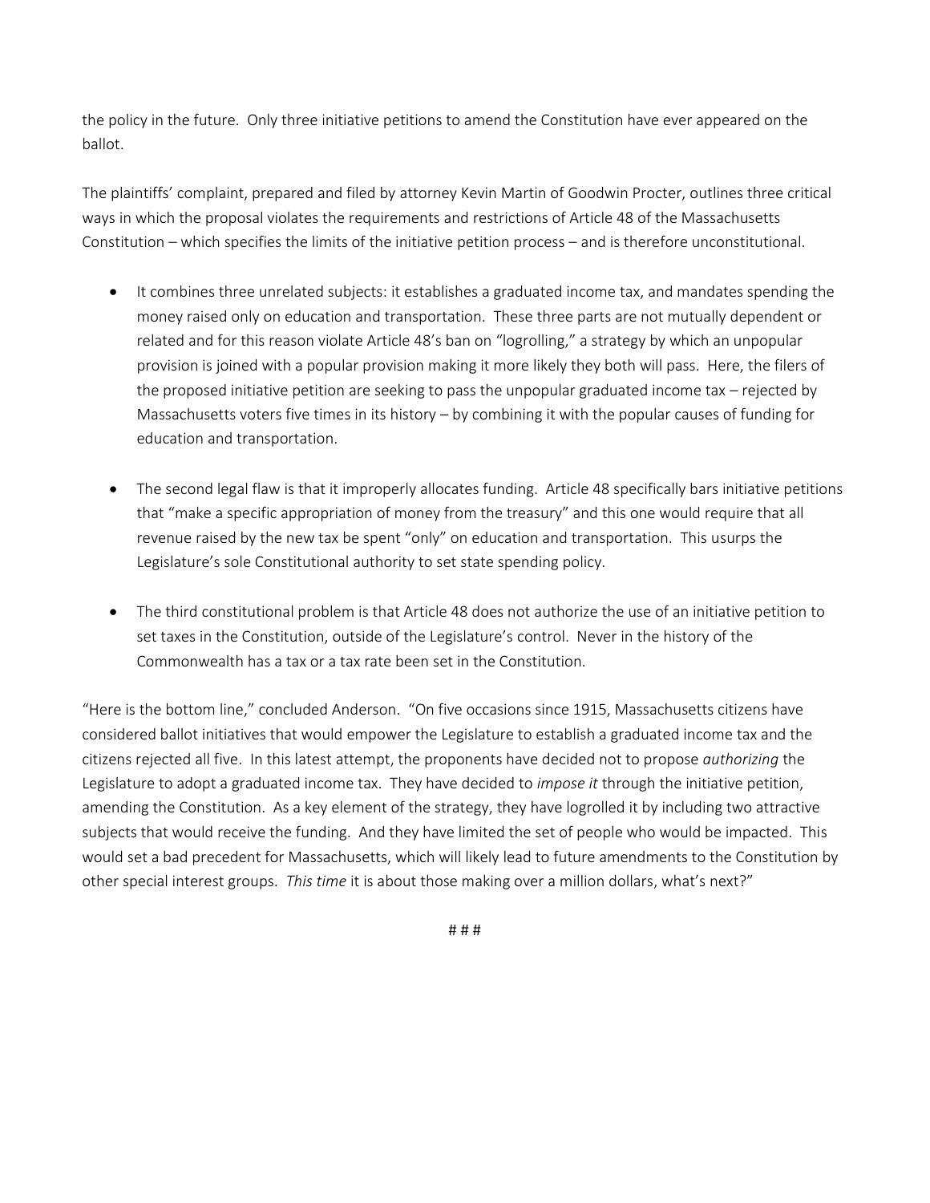the policy in the future. Only three initiative petitions to amend the Constitution have ever appeared on the ballot.

The plaintiffs' complaint, prepared and filed by attorney Kevin Martin of Goodwin Procter, outlines three critical ways in which the proposal violates the requirements and restrictions of Article 48 of the Massachusetts Constitution – which specifies the limits of the initiative petition process – and is therefore unconstitutional.

- It combines three unrelated subjects: it establishes a graduated income tax, and mandates spending the money raised only on education and transportation. These three parts are not mutually dependent or related and for this reason violate Article 48's ban on "logrolling," a strategy by which an unpopular provision is joined with a popular provision making it more likely they both will pass. Here, the filers of the proposed initiative petition are seeking to pass the unpopular graduated income tax – rejected by Massachusetts voters five times in its history – by combining it with the popular causes of funding for education and transportation.

- The second legal flaw is that it improperly allocates funding. Article 48 specifically bars initiative petitions that "make a specific appropriation of money from the treasury" and this one would require that all revenue raised by the new tax be spent "only" on education and transportation. This usurps the Legislature's sole Constitutional authority to set state spending policy.

- The third constitutional problem is that Article 48 does not authorize the use of an initiative petition to set taxes in the Constitution, outside of the Legislature's control. Never in the history of the Commonwealth has a tax or a tax rate been set in the Constitution.

"Here is the bottom line," concluded Anderson. "On five occasions since 1915, Massachusetts citizens have considered ballot initiatives that would empower the Legislature to establish a graduated income tax and the citizens rejected all five. In this latest attempt, the proponents have decided not to propose *authorizing* the Legislature to adopt a graduated income tax. They have decided to *impose it* through the initiative petition, amending the Constitution. As a key element of the strategy, they have logrolled it by including two attractive subjects that would receive the funding. And they have limited the set of people who would be impacted. This would set a bad precedent for Massachusetts, which will likely lead to future amendments to the Constitution by other special interest groups. *This time* it is about those making over a million dollars, what's next?"

# # #